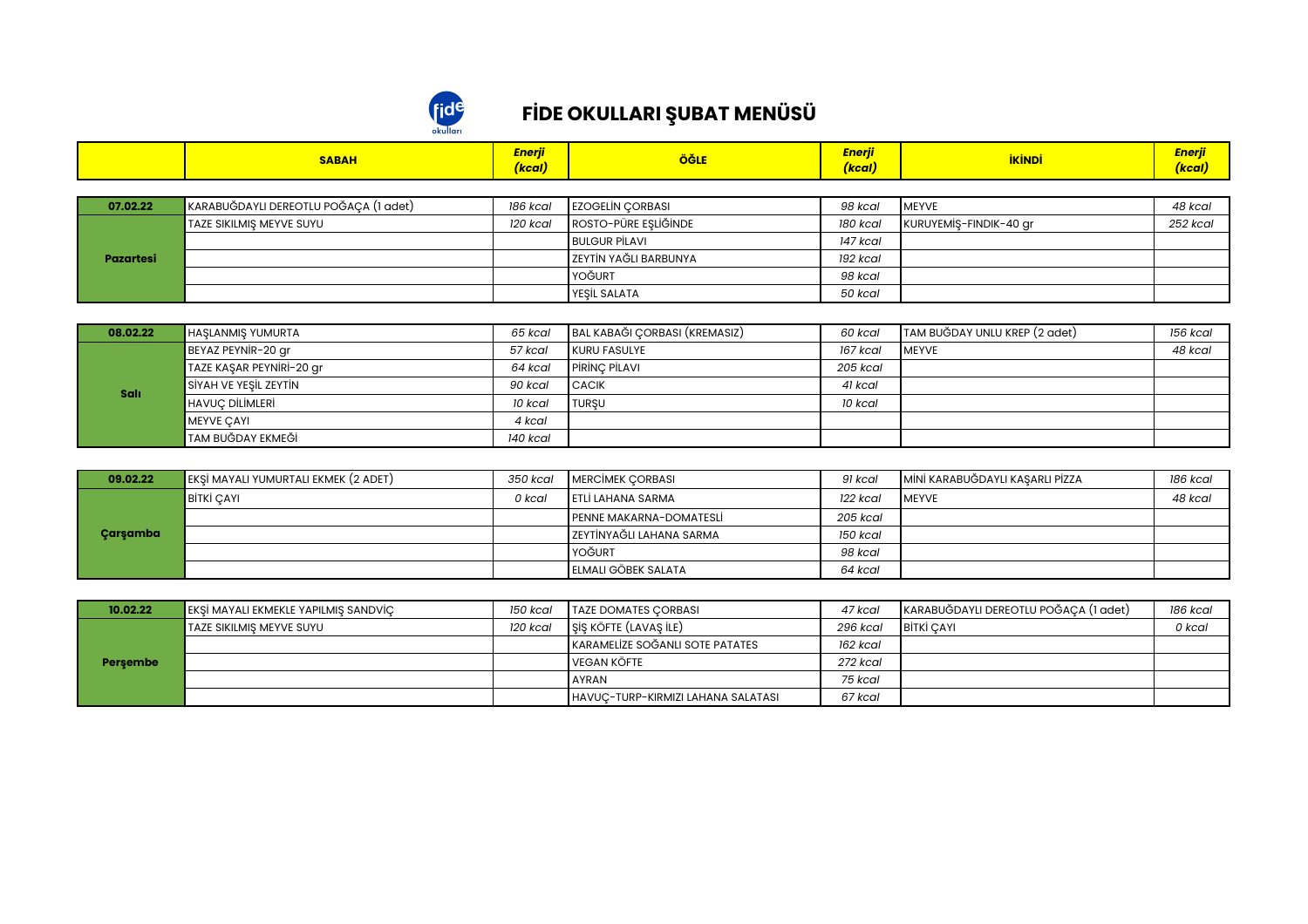# FİDE OKULLARI ŞUBAT MENÜSÜ

| | SABAH | Enerji (kcal) | ÖĞLE | Enerji (kcal) | İKİNDİ | Enerji (kcal) |
|---|---|---|---|---|---|---|
| 07.02.22 | KARABUĞDAYLI DEREOTLU POĞAÇA (1 adet) | 186 kcal | EZOGELİN ÇORBASI | 98 kcal | MEYVE | 48 kcal |
| Pazartesi | TAZE SIKILMIŞ MEYVE SUYU | 120 kcal | ROSTO-PÜRE EŞLİĞİNDE | 180 kcal | KURUYEMİŞ-FINDIK-40 gr | 252 kcal |
| | | | BULGUR PİLAVI | 147 kcal | | |
| | | | ZEYTİN YAĞLI BARBUNYA | 192 kcal | | |
| | | | YOĞURT | 98 kcal | | |
| | | | YEŞİL SALATA | 50 kcal | | |
| 08.02.22 | HAŞLANMIŞ YUMURTA | 65 kcal | BAL KABAĞI ÇORBASI (KREMASIZ) | 60 kcal | TAM BUĞDAY UNLU KREP (2 adet) | 156 kcal |
| Salı | BEYAZ PEYNİR-20 gr | 57 kcal | KURU FASULYE | 167 kcal | MEYVE | 48 kcal |
| | TAZE KAŞAR PEYNİRİ-20 gr | 64 kcal | PİRİNÇ PİLAVI | 205 kcal | | |
| | SİYAH VE YEŞİL ZEYTİN | 90 kcal | CACIK | 41 kcal | | |
| | HAVUÇ DİLİMLERİ | 10 kcal | TURŞU | 10 kcal | | |
| | MEYVE ÇAYI | 4 kcal | | | | |
| | TAM BUĞDAY EKMEĞİ | 140 kcal | | | | |
| 09.02.22 | EKŞİ MAYALI YUMURTALI EKMEK (2 ADET) | 350 kcal | MERCİMEK ÇORBASI | 91 kcal | MİNİ KARABUĞDAYLI KAŞARLI PİZZA | 186 kcal |
| Çarşamba | BİTKİ ÇAYI | 0 kcal | ETLİ LAHANA SARMA | 122 kcal | MEYVE | 48 kcal |
| | | | PENNE MAKARNA-DOMATESLİ | 205 kcal | | |
| | | | ZEYTİNYAĞLI LAHANA SARMA | 150 kcal | | |
| | | | YOĞURT | 98 kcal | | |
| | | | ELMALI GÖBEK SALATA | 64 kcal | | |
| 10.02.22 | EKŞİ MAYALI EKMEKLE YAPILMIŞ SANDVİÇ | 150 kcal | TAZE DOMATES ÇORBASI | 47 kcal | KARABUĞDAYLI DEREOTLU POĞAÇA (1 adet) | 186 kcal |
| Perşembe | TAZE SIKILMIŞ MEYVE SUYU | 120 kcal | ŞİŞ KÖFTE (LAVAŞ İLE) | 296 kcal | BİTKİ ÇAYI | 0 kcal |
| | | | KARAMELİZE SOĞANLI SOTE PATATES | 162 kcal | | |
| | | | VEGAN KÖFTE | 272 kcal | | |
| | | | AYRAN | 75 kcal | | |
| | | | HAVUÇ-TURP-KIRMIZI LAHANA SALATASI | 67 kcal | | |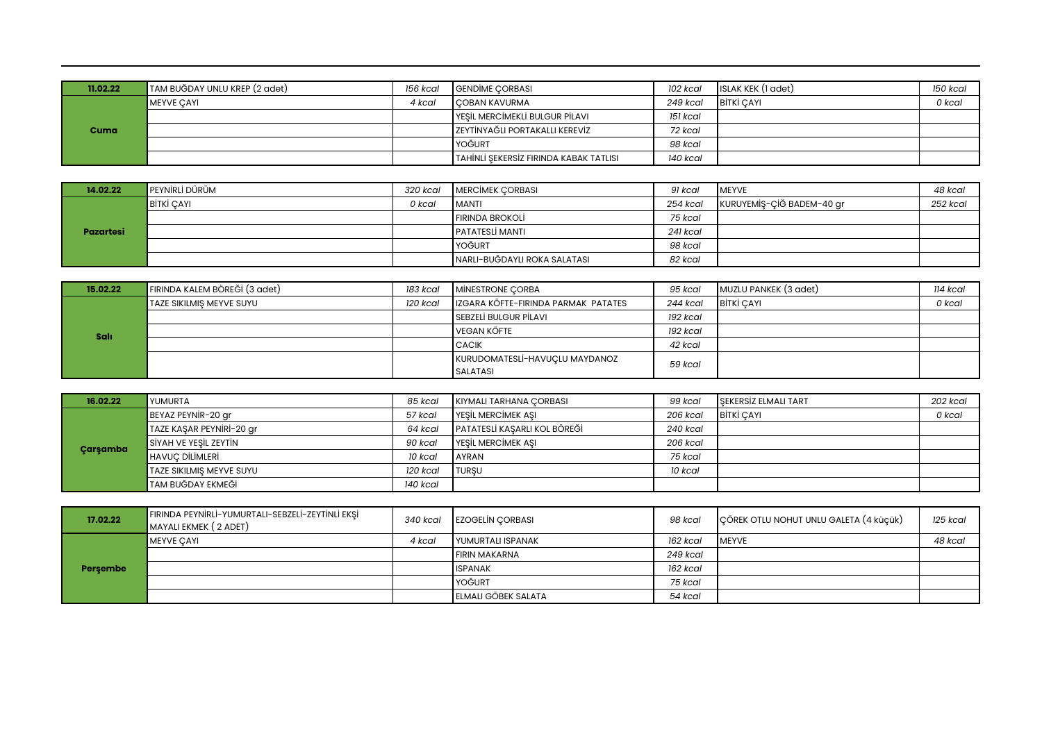| 11.02.22 | TAM BUĞDAY UNLU KREP (2 adet) | 156 kcal | GENDİME ÇORBASI | 102 kcal | ISLAK KEK (1 adet) | 150 kcal |
|---|---|---|---|---|---|---|
| Cuma | MEYVE ÇAYI | 4 kcal | ÇOBAN KAVURMA | 249 kcal | BİTKİ ÇAYI | 0 kcal |
| | | | YEŞİL MERCİMEKLİ BULGUR PİLAVI | 151 kcal | | |
| | | | ZEYTİNYAĞLI PORTAKALLI KEREVİZ | 72 kcal | | |
| | | | YOĞURT | 98 kcal | | |
| | | | TAHİNLİ ŞEKERSİZ FIRINDA KABAK TATLISI | 140 kcal | | |

| 14.02.22 | PEYNİRLİ DÜRÜM | 320 kcal | MERCİMEK ÇORBASI | 91 kcal | MEYVE | 48 kcal |
|---|---|---|---|---|---|---|
| Pazartesi | BİTKİ ÇAYI | 0 kcal | MANTI | 254 kcal | KURUYEMİŞ-ÇİĞ BADEM-40 gr | 252 kcal |
| | | | FIRINDA BROKOLİ | 75 kcal | | |
| | | | PATATESLİ MANTI | 241 kcal | | |
| | | | YOĞURT | 98 kcal | | |
| | | | NARLI-BUĞDAYLI ROKA SALATASI | 82 kcal | | |

| 15.02.22 | FIRINDA KALEM BÖREĞİ (3 adet) | 183 kcal | MİNESTRONE ÇORBA | 95 kcal | MUZLU PANKEK (3 adet) | 114 kcal |
|---|---|---|---|---|---|---|
| Salı | TAZE SIKILMIŞ MEYVE SUYU | 120 kcal | IZGARA KÖFTE-FIRINDA PARMAK PATATES | 244 kcal | BİTKİ ÇAYI | 0 kcal |
| | | | SEBZELİ BULGUR PİLAVI | 192 kcal | | |
| | | | VEGAN KÖFTE | 192 kcal | | |
| | | | CACIK | 42 kcal | | |
| | | | KURUDOMATESLİ-HAVUÇLU MAYDANOZ SALATASI | 59 kcal | | |

| 16.02.22 | YUMURTA | 85 kcal | KIYMALI TARHANA ÇORBASI | 99 kcal | ŞEKERSİZ ELMALI TART | 202 kcal |
|---|---|---|---|---|---|---|
| Çarşamba | BEYAZ PEYNİR-20 gr | 57 kcal | YEŞİL MERCİMEK AŞI | 206 kcal | BİTKİ ÇAYI | 0 kcal |
| | TAZE KAŞAR PEYNİRİ-20 gr | 64 kcal | PATATESLİ KAŞARLI KOL BÖREĞİ | 240 kcal | | |
| | SİYAH VE YEŞİL ZEYTİN | 90 kcal | YEŞİL MERCİMEK AŞI | 206 kcal | | |
| | HAVUÇ DİLİMLERİ | 10 kcal | AYRAN | 75 kcal | | |
| | TAZE SIKILMIŞ MEYVE SUYU | 120 kcal | TURŞU | 10 kcal | | |
| | TAM BUĞDAY EKMEĞİ | 140 kcal | | | | |

| 17.02.22 | FIRINDA PEYNİRLİ-YUMURTALI-SEBZELİ-ZEYTİNLİ EKŞİ MAYALI EKMEK ( 2 ADET) | 340 kcal | EZOGELİN ÇORBASI | 98 kcal | ÇÖREK OTLU NOHUT UNLU GALETA (4 küçük) | 125 kcal |
|---|---|---|---|---|---|---|
| Perşembe | MEYVE ÇAYI | 4 kcal | YUMURTALI ISPANAK | 162 kcal | MEYVE | 48 kcal |
| | | | FIRIN MAKARNA | 249 kcal | | |
| | | | ISPANAK | 162 kcal | | |
| | | | YOĞURT | 75 kcal | | |
| | | | ELMALI GÖBEK SALATA | 54 kcal | | |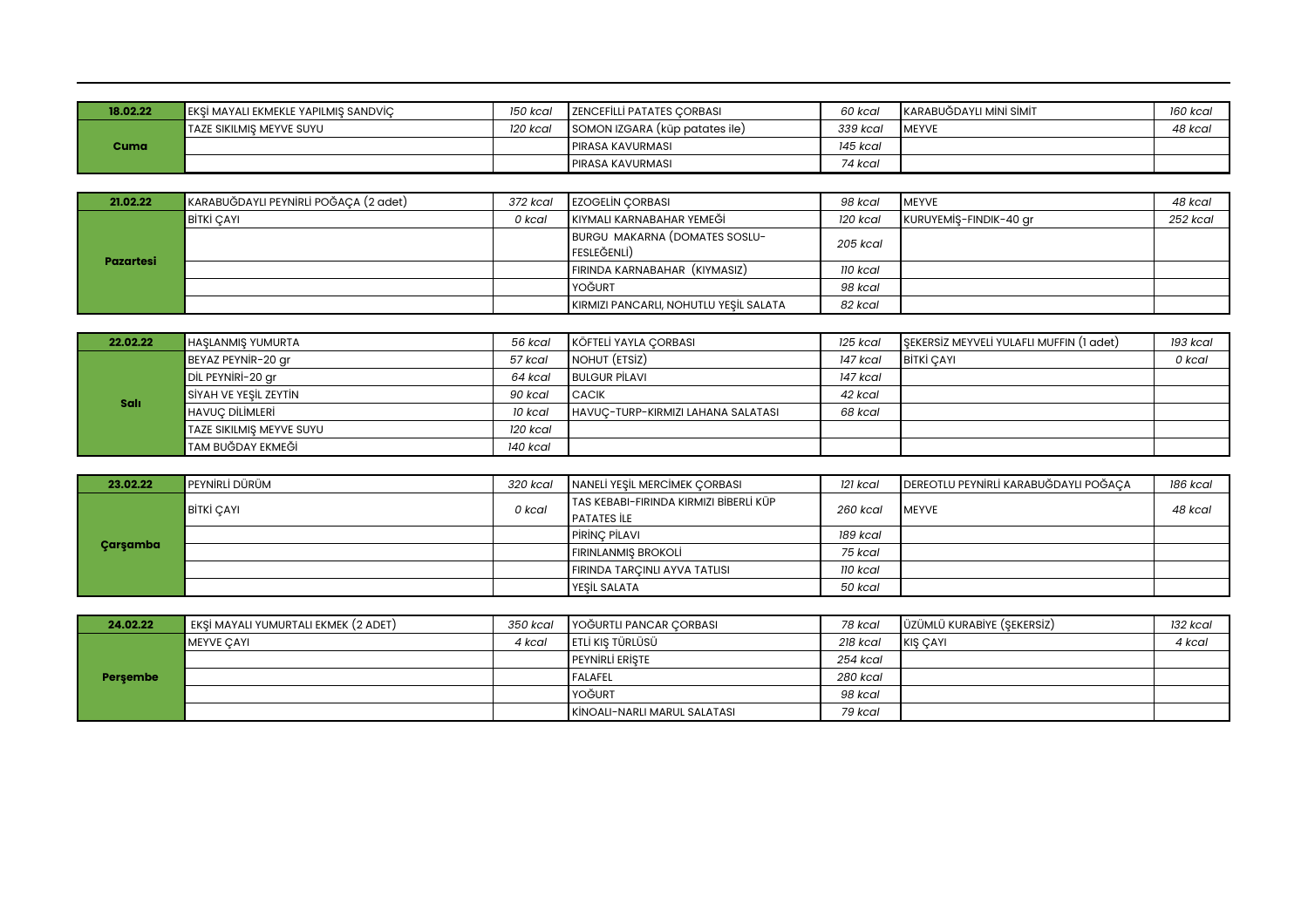| 18.02.22 | EKŞİ MAYALI EKMEKLE YAPILMIŞ SANDVİÇ | 150 kcal | ZENCEFİLLİ PATATES ÇORBASI | 60 kcal | KARABUĞDAYLI MİNİ SİMİT | 160 kcal |
|---|---|---|---|---|---|---|
| Cuma | TAZE SIKILMIŞ MEYVE SUYU | 120 kcal | SOMON IZGARA (küp patates ile) | 339 kcal | MEYVE | 48 kcal |
| | | | PIRASA KAVURMASI | 145 kcal | | |
| | | | PIRASA KAVURMASI | 74 kcal | | |

| 21.02.22 | KARABUĞDAYLI PEYNİRLİ POĞAÇA (2 adet) | 372 kcal | EZOGELİN ÇORBASI | 98 kcal | MEYVE | 48 kcal |
|---|---|---|---|---|---|---|
| Pazartesi | BİTKİ ÇAYI | 0 kcal | KIYMALI KARNABAHAR YEMEĞİ | 120 kcal | KURUYEMİŞ-FINDIK-40 gr | 252 kcal |
| | | | BURGU MAKARNA (DOMATES SOSLU-FESLEĞENLİ) | 205 kcal | | |
| | | | FIRINDA KARNABAHAR (KIYMASIZ) | 110 kcal | | |
| | | | YOĞURT | 98 kcal | | |
| | | | KIRMIZI PANCARLI, NOHUTLU YEŞİL SALATA | 82 kcal | | |

| 22.02.22 | HAŞLANMIŞ YUMURTA | 56 kcal | KÖFTELİ YAYLA ÇORBASI | 125 kcal | ŞEKERSİZ MEYVELİ YULAFLI MUFFIN (1 adet) | 193 kcal |
|---|---|---|---|---|---|---|
| Salı | BEYAZ PEYNİR-20 gr | 57 kcal | NOHUT (ETSİZ) | 147 kcal | BİTKİ ÇAYI | 0 kcal |
| | DİL PEYNİRİ-20 gr | 64 kcal | BULGUR PİLAVI | 147 kcal | | |
| | SİYAH VE YEŞİL ZEYTİN | 90 kcal | CACIK | 42 kcal | | |
| | HAVUÇ DİLİMLERİ | 10 kcal | HAVUÇ-TURP-KIRMIZI LAHANA SALATASI | 68 kcal | | |
| | TAZE SIKILMIŞ MEYVE SUYU | 120 kcal | | | | |
| | TAM BUĞDAY EKMEĞİ | 140 kcal | | | | |

| 23.02.22 | PEYNİRLİ DÜRÜM | 320 kcal | NANELİ YEŞİL MERCİMEK ÇORBASI | 121 kcal | DEREOTLU PEYNİRLİ KARABUĞDAYLI POĞAÇA | 186 kcal |
|---|---|---|---|---|---|---|
| Çarşamba | BİTKİ ÇAYI | 0 kcal | TAS KEBABI-FIRINDA KIRMIZI BİBERLİ KÜP PATATES İLE | 260 kcal | MEYVE | 48 kcal |
| | | | PİRİNÇ PİLAVI | 189 kcal | | |
| | | | FIRINLANMIŞ BROKOLİ | 75 kcal | | |
| | | | FIRINDA TARÇINLI AYVA TATLISI | 110 kcal | | |
| | | | YEŞİL SALATA | 50 kcal | | |

| 24.02.22 | EKŞİ MAYALI YUMURTALI EKMEK (2 ADET) | 350 kcal | YOĞURTLI PANCAR ÇORBASI | 78 kcal | ÜZÜMLÜ KURABİYE (ŞEKERSİZ) | 132 kcal |
|---|---|---|---|---|---|---|
| Perşembe | MEYVE ÇAYI | 4 kcal | ETLİ KIŞ TÜRLÜSÜ | 218 kcal | KIŞ ÇAYI | 4 kcal |
| | | | PEYNİRLİ ERİŞTE | 254 kcal | | |
| | | | FALAFEL | 280 kcal | | |
| | | | YOĞURT | 98 kcal | | |
| | | | KİNOALI-NARLI MARUL SALATASI | 79 kcal | | |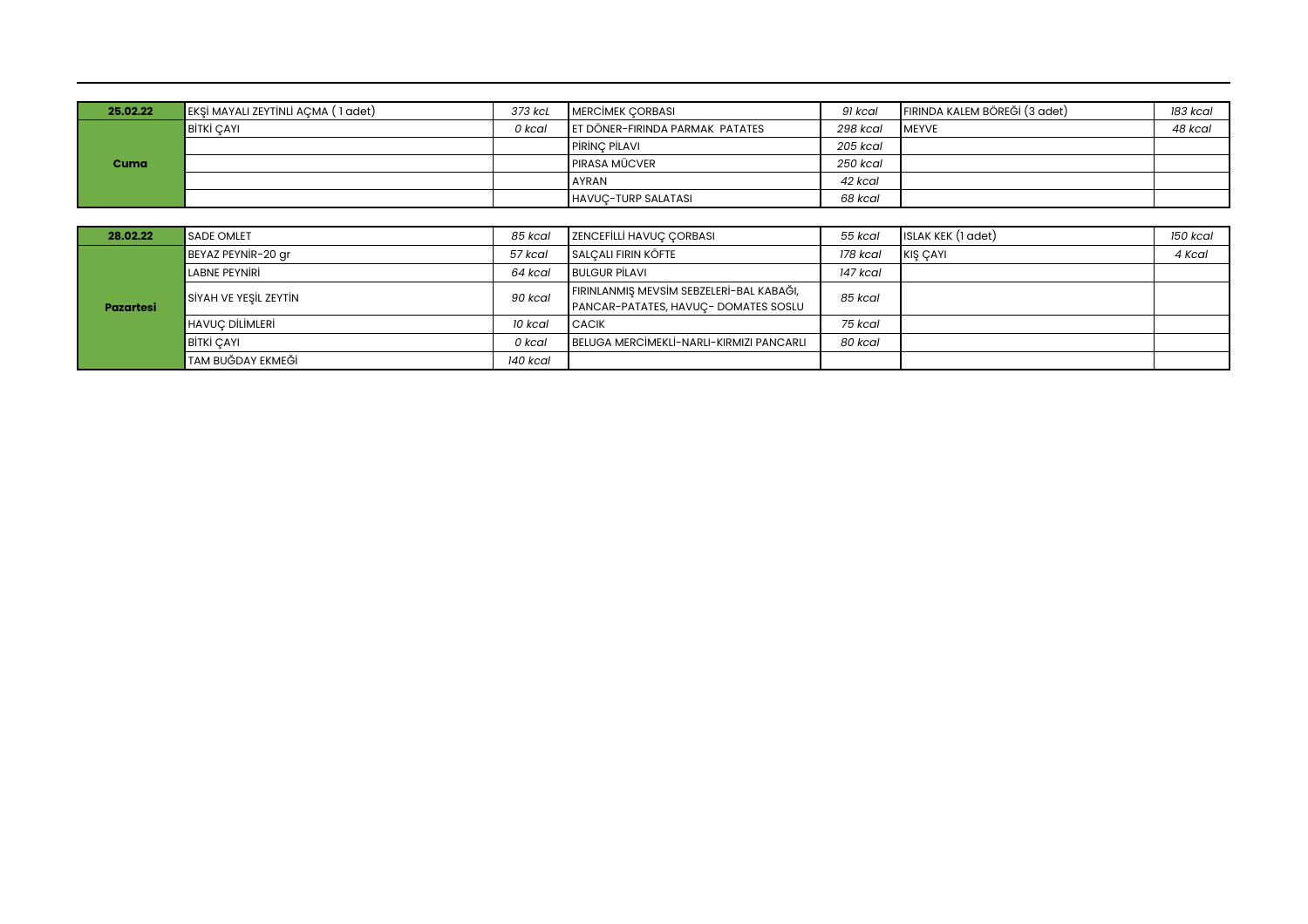| | | | | | | |
|---|---|---|---|---|---|---|
| **25.02.22** | EKŞİ MAYALI ZEYTİNLİ AÇMA ( 1 adet) | *373 kcL* | MERCİMEK ÇORBASI | *91 kcal* | FIRINDA KALEM BÖREĞİ (3 adet) | *183 kcal* |
| **Cuma** | BİTKİ ÇAYI | *0 kcal* | ET DÖNER-FIRINDA PARMAK PATATES | *298 kcal* | MEYVE | *48 kcal* |
| | | | PİRİNÇ PİLAVI | *205 kcal* | | |
| | | | PIRASA MÜCVER | *250 kcal* | | |
| | | | AYRAN | *42 kcal* | | |
| | | | HAVUÇ-TURP SALATASI | *68 kcal* | | |

| | | | | | | |
|---|---|---|---|---|---|---|
| **28.02.22** | SADE OMLET | *85 kcal* | ZENCEFİLLİ HAVUÇ ÇORBASI | *55 kcal* | ISLAK KEK (1 adet) | *150 kcal* |
| **Pazartesi** | BEYAZ PEYNİR-20 gr | *57 kcal* | SALÇALI FIRIN KÖFTE | *178 kcal* | KIŞ ÇAYI | *4 Kcal* |
| | LABNE PEYNİRİ | *64 kcal* | BULGUR PİLAVI | *147 kcal* | | |
| | SİYAH VE YEŞİL ZEYTİN | *90 kcal* | FIRINLANMIŞ MEVSİM SEBZELERİ-BAL KABAĞI, PANCAR-PATATES, HAVUÇ- DOMATES SOSLU | *85 kcal* | | |
| | HAVUÇ DİLİMLERİ | *10 kcal* | CACIK | *75 kcal* | | |
| | BİTKİ ÇAYI | *0 kcal* | BELUGA MERCİMEKLİ-NARLI-KIRMIZI PANCARLI | *80 kcal* | | |
| | TAM BUĞDAY EKMEĞİ | *140 kcal* | | | | |